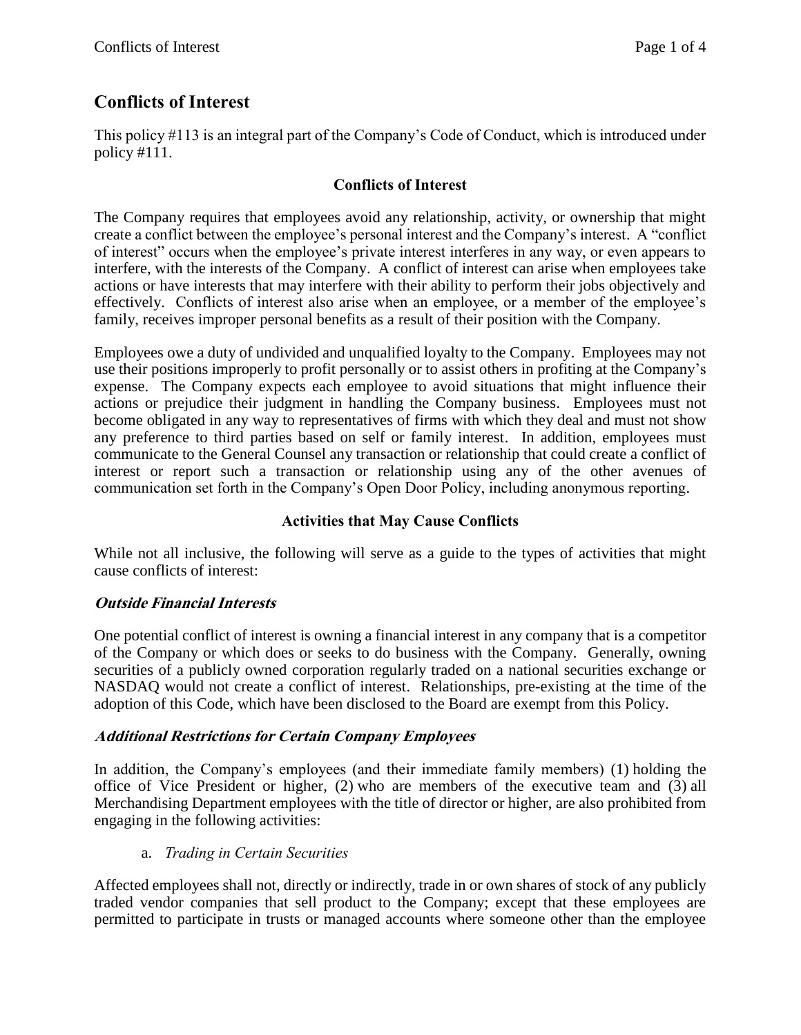# Conflicts of Interest

This policy #113 is an integral part of the Company's Code of Conduct, which is introduced under policy #111.

## Conflicts of Interest

The Company requires that employees avoid any relationship, activity, or ownership that might create a conflict between the employee's personal interest and the Company's interest. A "conflict of interest" occurs when the employee's private interest interferes in any way, or even appears to interfere, with the interests of the Company. A conflict of interest can arise when employees take actions or have interests that may interfere with their ability to perform their jobs objectively and effectively. Conflicts of interest also arise when an employee, or a member of the employee's family, receives improper personal benefits as a result of their position with the Company.

Employees owe a duty of undivided and unqualified loyalty to the Company. Employees may not use their positions improperly to profit personally or to assist others in profiting at the Company's expense. The Company expects each employee to avoid situations that might influence their actions or prejudice their judgment in handling the Company business. Employees must not become obligated in any way to representatives of firms with which they deal and must not show any preference to third parties based on self or family interest. In addition, employees must communicate to the General Counsel any transaction or relationship that could create a conflict of interest or report such a transaction or relationship using any of the other avenues of communication set forth in the Company's Open Door Policy, including anonymous reporting.

## Activities that May Cause Conflicts

While not all inclusive, the following will serve as a guide to the types of activities that might cause conflicts of interest:

### *Outside Financial Interests*

One potential conflict of interest is owning a financial interest in any company that is a competitor of the Company or which does or seeks to do business with the Company. Generally, owning securities of a publicly owned corporation regularly traded on a national securities exchange or NASDAQ would not create a conflict of interest. Relationships, pre-existing at the time of the adoption of this Code, which have been disclosed to the Board are exempt from this Policy.

### *Additional Restrictions for Certain Company Employees*

In addition, the Company's employees (and their immediate family members) (1) holding the office of Vice President or higher, (2) who are members of the executive team and (3) all Merchandising Department employees with the title of director or higher, are also prohibited from engaging in the following activities:

a. *Trading in Certain Securities*

Affected employees shall not, directly or indirectly, trade in or own shares of stock of any publicly traded vendor companies that sell product to the Company; except that these employees are permitted to participate in trusts or managed accounts where someone other than the employee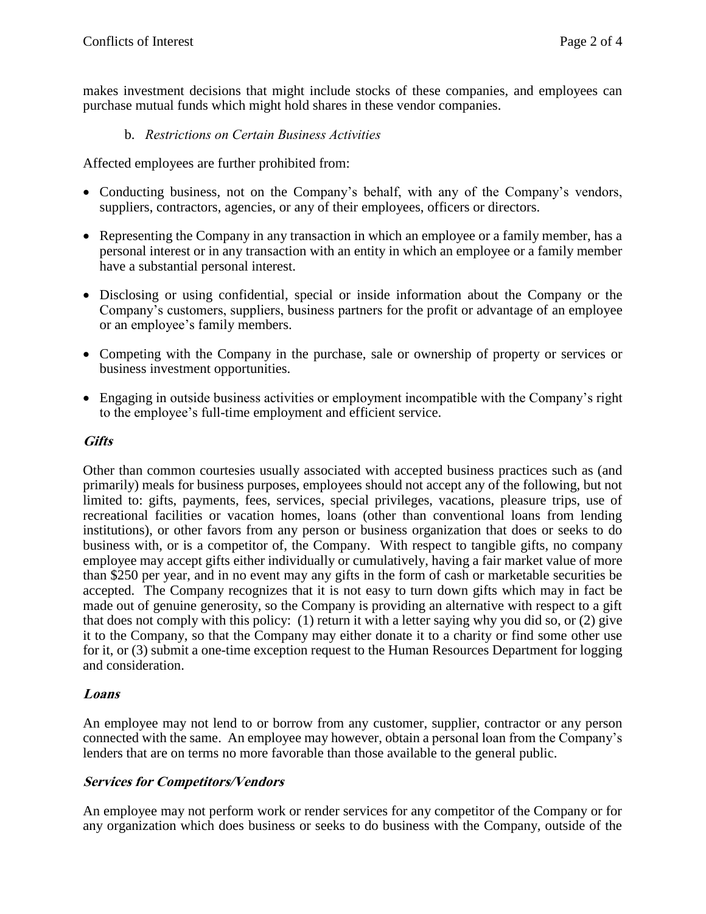makes investment decisions that might include stocks of these companies, and employees can purchase mutual funds which might hold shares in these vendor companies.

b. *Restrictions on Certain Business Activities*

Affected employees are further prohibited from:

- Conducting business, not on the Company's behalf, with any of the Company's vendors, suppliers, contractors, agencies, or any of their employees, officers or directors.
- Representing the Company in any transaction in which an employee or a family member, has a personal interest or in any transaction with an entity in which an employee or a family member have a substantial personal interest.
- Disclosing or using confidential, special or inside information about the Company or the Company's customers, suppliers, business partners for the profit or advantage of an employee or an employee's family members.
- Competing with the Company in the purchase, sale or ownership of property or services or business investment opportunities.
- Engaging in outside business activities or employment incompatible with the Company's right to the employee's full-time employment and efficient service.

### *Gifts*

Other than common courtesies usually associated with accepted business practices such as (and primarily) meals for business purposes, employees should not accept any of the following, but not limited to: gifts, payments, fees, services, special privileges, vacations, pleasure trips, use of recreational facilities or vacation homes, loans (other than conventional loans from lending institutions), or other favors from any person or business organization that does or seeks to do business with, or is a competitor of, the Company. With respect to tangible gifts, no company employee may accept gifts either individually or cumulatively, having a fair market value of more than $250 per year, and in no event may any gifts in the form of cash or marketable securities be accepted. The Company recognizes that it is not easy to turn down gifts which may in fact be made out of genuine generosity, so the Company is providing an alternative with respect to a gift that does not comply with this policy: (1) return it with a letter saying why you did so, or (2) give it to the Company, so that the Company may either donate it to a charity or find some other use for it, or (3) submit a one-time exception request to the Human Resources Department for logging and consideration.

### *Loans*

An employee may not lend to or borrow from any customer, supplier, contractor or any person connected with the same. An employee may however, obtain a personal loan from the Company's lenders that are on terms no more favorable than those available to the general public.

### *Services for Competitors/Vendors*

An employee may not perform work or render services for any competitor of the Company or for any organization which does business or seeks to do business with the Company, outside of the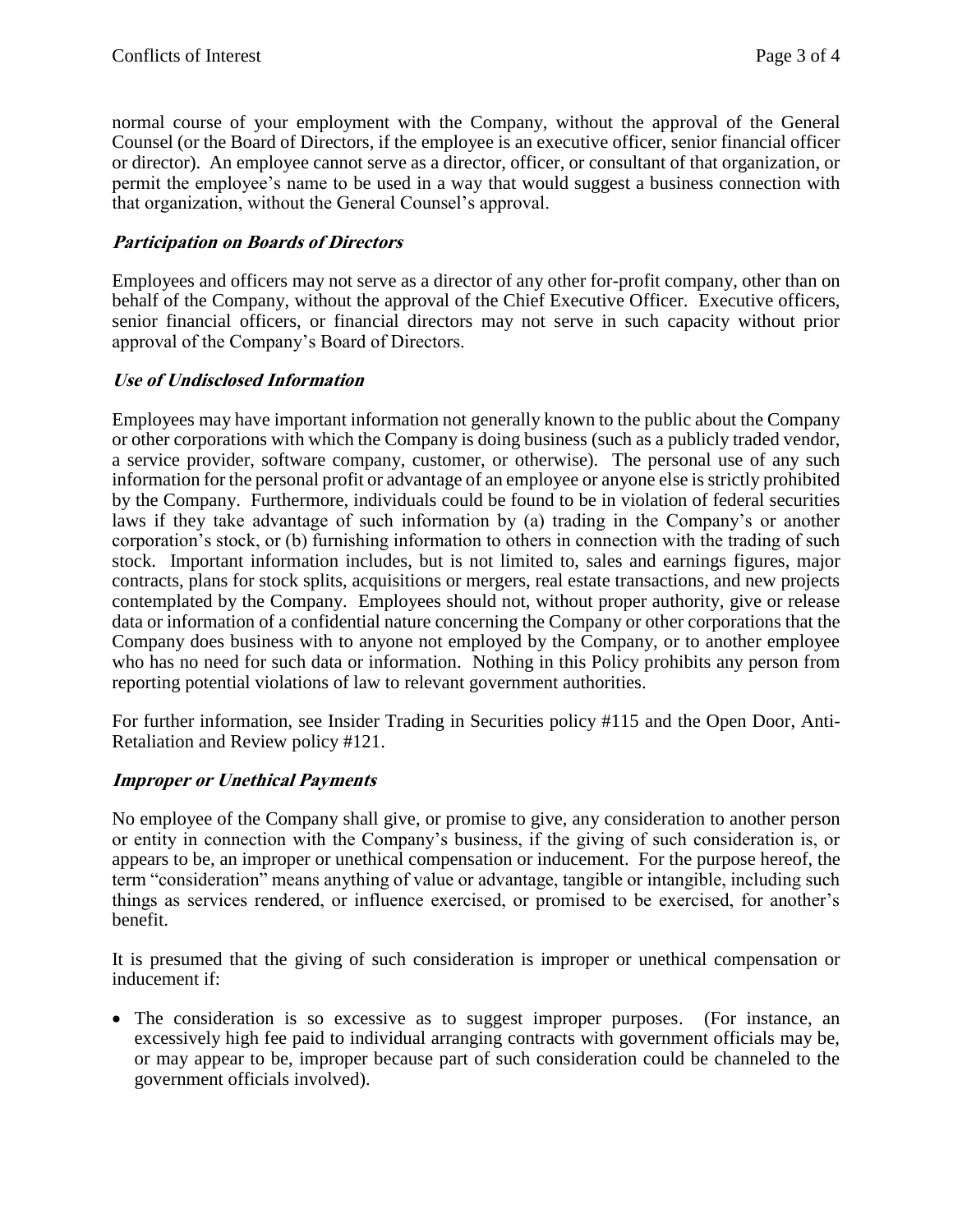normal course of your employment with the Company, without the approval of the General Counsel (or the Board of Directors, if the employee is an executive officer, senior financial officer or director). An employee cannot serve as a director, officer, or consultant of that organization, or permit the employee's name to be used in a way that would suggest a business connection with that organization, without the General Counsel's approval.

***Participation on Boards of Directors***

Employees and officers may not serve as a director of any other for-profit company, other than on behalf of the Company, without the approval of the Chief Executive Officer. Executive officers, senior financial officers, or financial directors may not serve in such capacity without prior approval of the Company's Board of Directors.

***Use of Undisclosed Information***

Employees may have important information not generally known to the public about the Company or other corporations with which the Company is doing business (such as a publicly traded vendor, a service provider, software company, customer, or otherwise). The personal use of any such information for the personal profit or advantage of an employee or anyone else is strictly prohibited by the Company. Furthermore, individuals could be found to be in violation of federal securities laws if they take advantage of such information by (a) trading in the Company's or another corporation's stock, or (b) furnishing information to others in connection with the trading of such stock. Important information includes, but is not limited to, sales and earnings figures, major contracts, plans for stock splits, acquisitions or mergers, real estate transactions, and new projects contemplated by the Company. Employees should not, without proper authority, give or release data or information of a confidential nature concerning the Company or other corporations that the Company does business with to anyone not employed by the Company, or to another employee who has no need for such data or information. Nothing in this Policy prohibits any person from reporting potential violations of law to relevant government authorities.

For further information, see Insider Trading in Securities policy #115 and the Open Door, Anti-Retaliation and Review policy #121.

***Improper or Unethical Payments***

No employee of the Company shall give, or promise to give, any consideration to another person or entity in connection with the Company's business, if the giving of such consideration is, or appears to be, an improper or unethical compensation or inducement. For the purpose hereof, the term "consideration" means anything of value or advantage, tangible or intangible, including such things as services rendered, or influence exercised, or promised to be exercised, for another's benefit.

It is presumed that the giving of such consideration is improper or unethical compensation or inducement if:

- The consideration is so excessive as to suggest improper purposes. (For instance, an excessively high fee paid to individual arranging contracts with government officials may be, or may appear to be, improper because part of such consideration could be channeled to the government officials involved).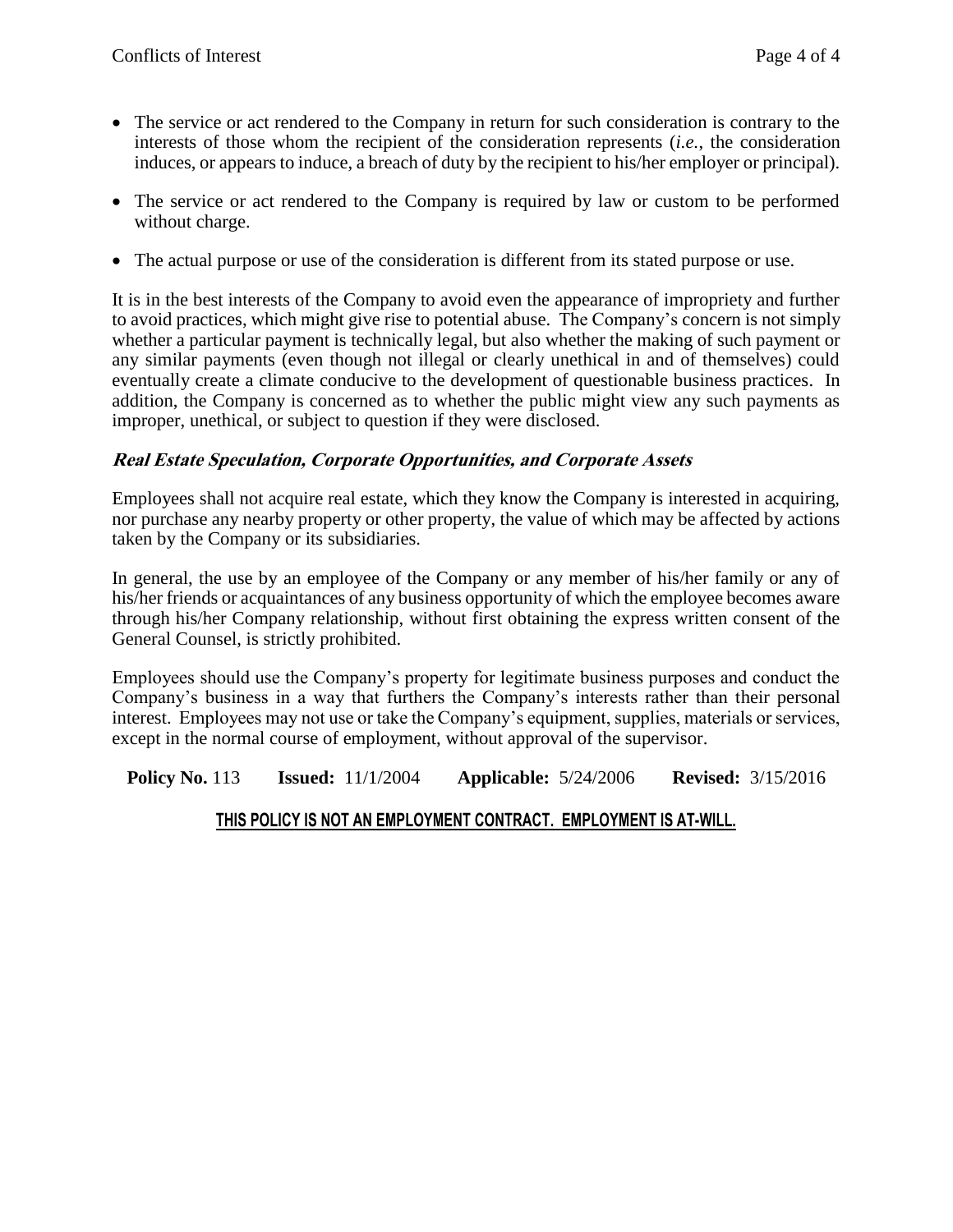- The service or act rendered to the Company in return for such consideration is contrary to the interests of those whom the recipient of the consideration represents (*i.e.*, the consideration induces, or appears to induce, a breach of duty by the recipient to his/her employer or principal).
- The service or act rendered to the Company is required by law or custom to be performed without charge.
- The actual purpose or use of the consideration is different from its stated purpose or use.

It is in the best interests of the Company to avoid even the appearance of impropriety and further to avoid practices, which might give rise to potential abuse. The Company's concern is not simply whether a particular payment is technically legal, but also whether the making of such payment or any similar payments (even though not illegal or clearly unethical in and of themselves) could eventually create a climate conducive to the development of questionable business practices. In addition, the Company is concerned as to whether the public might view any such payments as improper, unethical, or subject to question if they were disclosed.

### ***Real Estate Speculation, Corporate Opportunities, and Corporate Assets***

Employees shall not acquire real estate, which they know the Company is interested in acquiring, nor purchase any nearby property or other property, the value of which may be affected by actions taken by the Company or its subsidiaries.

In general, the use by an employee of the Company or any member of his/her family or any of his/her friends or acquaintances of any business opportunity of which the employee becomes aware through his/her Company relationship, without first obtaining the express written consent of the General Counsel, is strictly prohibited.

Employees should use the Company's property for legitimate business purposes and conduct the Company's business in a way that furthers the Company's interests rather than their personal interest. Employees may not use or take the Company's equipment, supplies, materials or services, except in the normal course of employment, without approval of the supervisor.

**Policy No.** 113 **Issued:** 11/1/2004 **Applicable:** 5/24/2006 **Revised:** 3/15/2016

**THIS POLICY IS NOT AN EMPLOYMENT CONTRACT. EMPLOYMENT IS AT-WILL.**